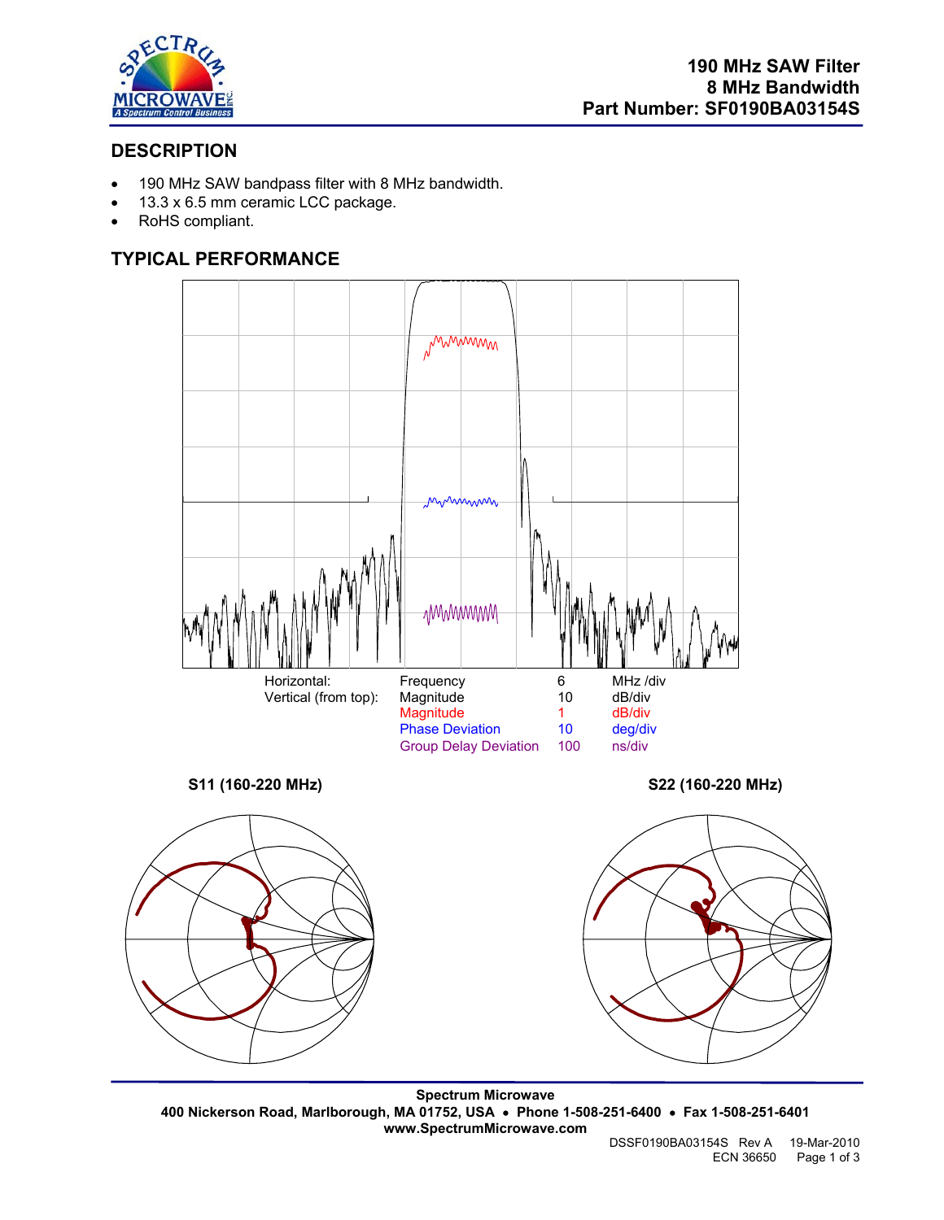# 190 MHz SAW Filter
# 8 MHz Bandwidth
# Part Number: SF0190BA03154S

## DESCRIPTION

- 190 MHz SAW bandpass filter with 8 MHz bandwidth.
- 13.3 x 6.5 mm ceramic LCC package.
- RoHS compliant.

## TYPICAL PERFORMANCE

| | | | |
|---|---|---|---|
| Horizontal: | Frequency | 6 | MHz /div |
| Vertical (from top): | Magnitude | 10 | dB/div |
| | Magnitude | 1 | dB/div |
| | Phase Deviation | 10 | deg/div |
| | Group Delay Deviation | 100 | ns/div |

**S11 (160-220 MHz)**

**S22 (160-220 MHz)**

**Spectrum Microwave**
**400 Nickerson Road, Marlborough, MA 01752, USA • Phone 1-508-251-6400 • Fax 1-508-251-6401**
**www.SpectrumMicrowave.com**

DSSF0190BA03154S Rev A 19-Mar-2010
ECN 36650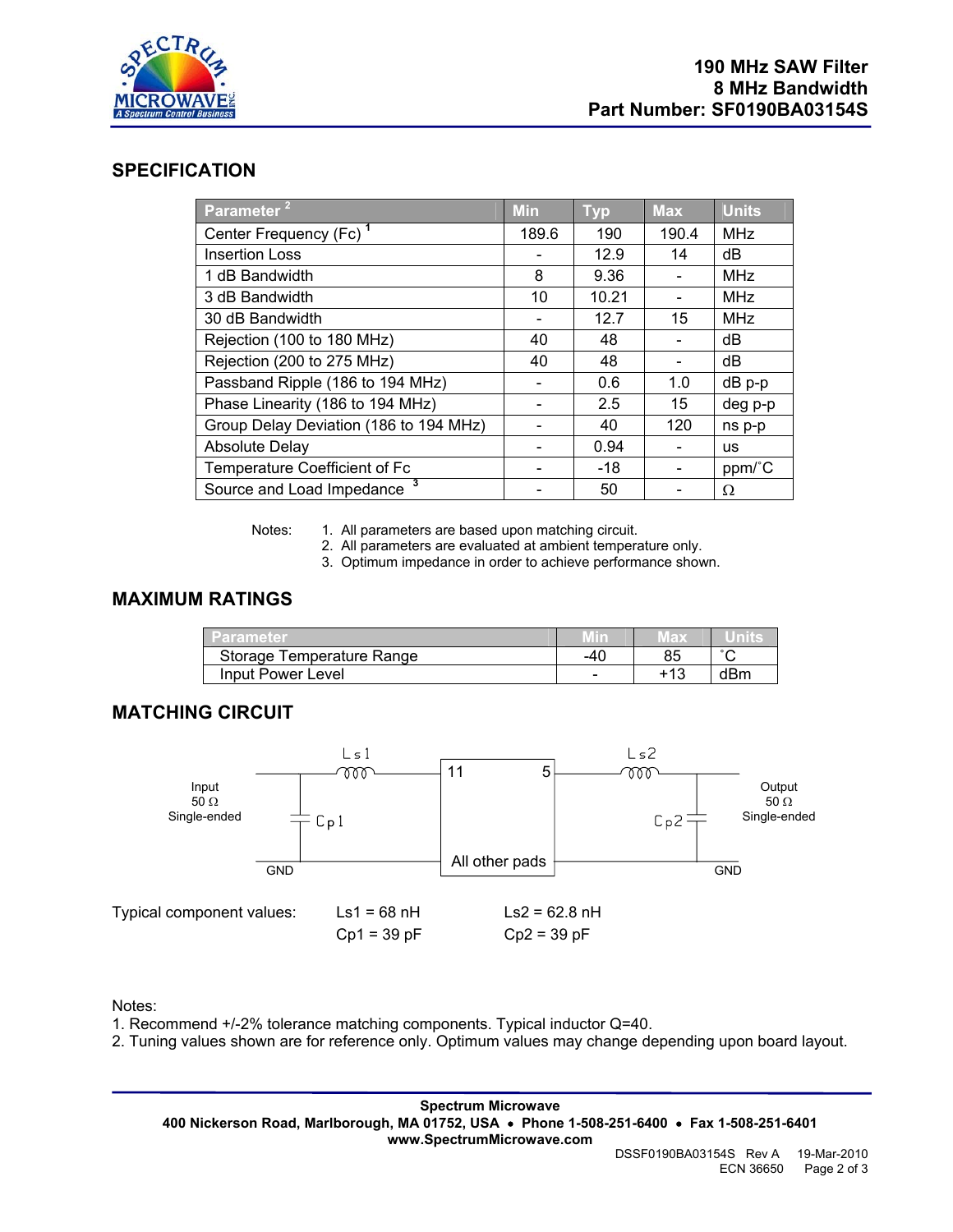**190 MHz SAW Filter**
**8 MHz Bandwidth**
**Part Number: SF0190BA03154S**

## SPECIFICATION

| Parameter [2] | Min | Typ | Max | Units |
|---|---|---|---|---|
| Center Frequency (Fc) [1] | 189.6 | 190 | 190.4 | MHz |
| Insertion Loss | - | 12.9 | 14 | dB |
| 1 dB Bandwidth | 8 | 9.36 | - | MHz |
| 3 dB Bandwidth | 10 | 10.21 | - | MHz |
| 30 dB Bandwidth | - | 12.7 | 15 | MHz |
| Rejection (100 to 180 MHz) | 40 | 48 | - | dB |
| Rejection (200 to 275 MHz) | 40 | 48 | - | dB |
| Passband Ripple (186 to 194 MHz) | - | 0.6 | 1.0 | dB p-p |
| Phase Linearity (186 to 194 MHz) | - | 2.5 | 15 | deg p-p |
| Group Delay Deviation (186 to 194 MHz) | - | 40 | 120 | ns p-p |
| Absolute Delay | - | 0.94 | - | us |
| Temperature Coefficient of Fc | - | -18 | - | ppm/˚C |
| Source and Load Impedance [3] | - | 50 | - | Ω |

Notes:
1. All parameters are based upon matching circuit.
2. All parameters are evaluated at ambient temperature only.
3. Optimum impedance in order to achieve performance shown.

## MAXIMUM RATINGS

| Parameter | Min | Max | Units |
|---|---|---|---|
| Storage Temperature Range | -40 | 85 | ˚C |
| Input Power Level | - | +13 | dBm |

## MATCHING CIRCUIT

Input 50 Ω Single-ended — Cp1 (shunt to GND), Ls1 (series) — pad 11 | All other pads (GND) | pad 5 — Ls2 (series), Cp2 (shunt to GND) — Output 50 Ω Single-ended

Typical component values:

| Ls1 = 68 nH | Ls2 = 62.8 nH |
|---|---|
| Cp1 = 39 pF | Cp2 = 39 pF |

Notes:
1. Recommend +/-2% tolerance matching components. Typical inductor Q=40.
2. Tuning values shown are for reference only. Optimum values may change depending upon board layout.

**Spectrum Microwave**
**400 Nickerson Road, Marlborough, MA 01752, USA • Phone 1-508-251-6400 • Fax 1-508-251-6401**
**www.SpectrumMicrowave.com**

DSSF0190BA03154S Rev A 19-Mar-2010
ECN 36650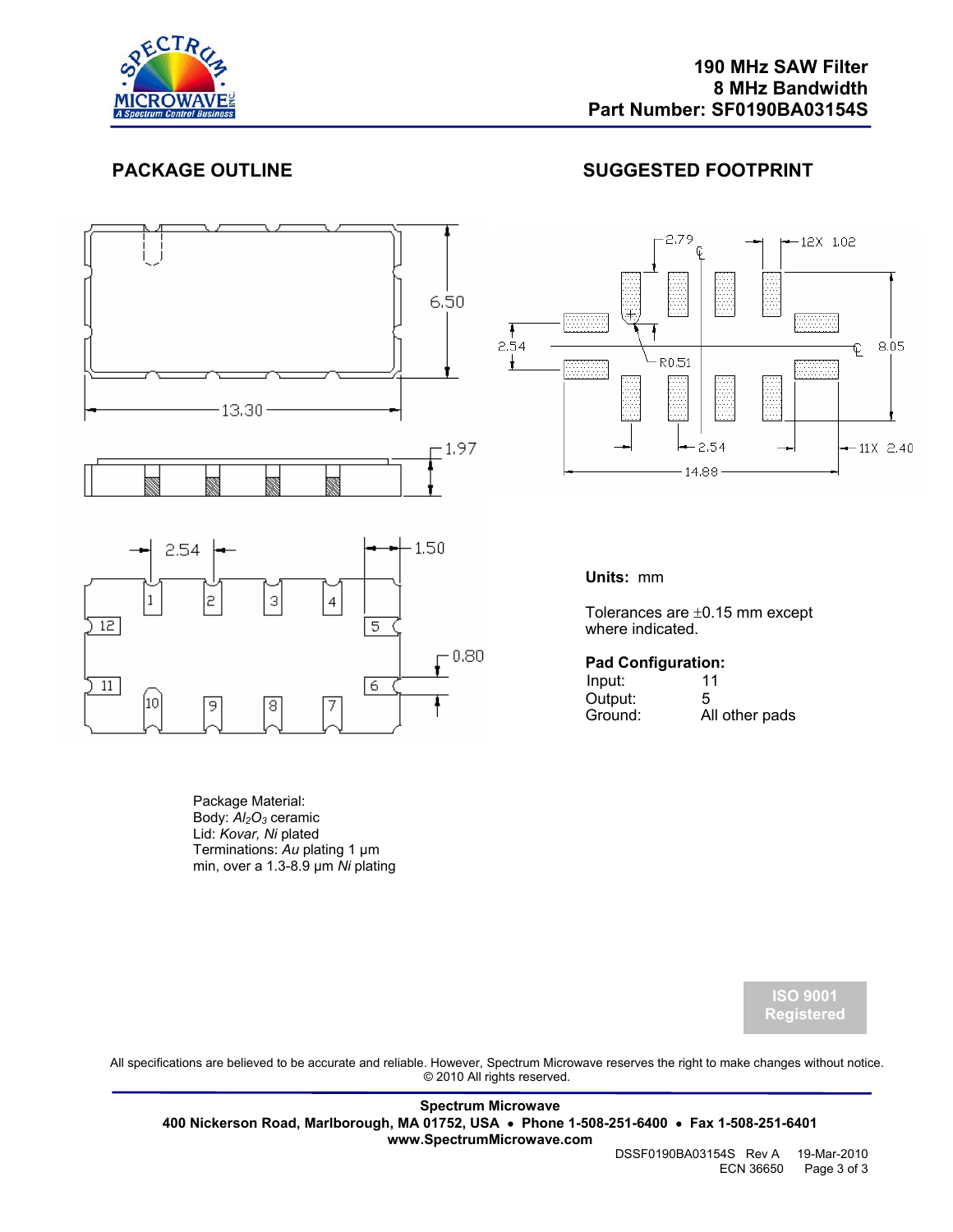**190 MHz SAW Filter**
**8 MHz Bandwidth**
**Part Number: SF0190BA03154S**

## PACKAGE OUTLINE

6.50
13.30
1.97
2.54
1.50
0.80
1
2
3
4
5
6
7
8
9
10
11
12

## SUGGESTED FOOTPRINT

2.79
12X 1.02
2.54
R0.51
8.05
2.54
11X 2.40
14.88

**Units:** mm

Tolerances are ±0.15 mm except where indicated.

**Pad Configuration:**

| | |
|---|---|
| Input: | 11 |
| Output: | 5 |
| Ground: | All other pads |

Package Material:
Body: *$Al_2O_3$* ceramic
Lid: *Kovar, Ni* plated
Terminations: *Au* plating 1 µm min, over a 1.3-8.9 µm *Ni* plating

ISO 9001 Registered

All specifications are believed to be accurate and reliable. However, Spectrum Microwave reserves the right to make changes without notice.
© 2010 All rights reserved.

**Spectrum Microwave**
**400 Nickerson Road, Marlborough, MA 01752, USA • Phone 1-508-251-6400 • Fax 1-508-251-6401**
**www.SpectrumMicrowave.com**

DSSF0190BA03154S Rev A 19-Mar-2010
ECN 36650